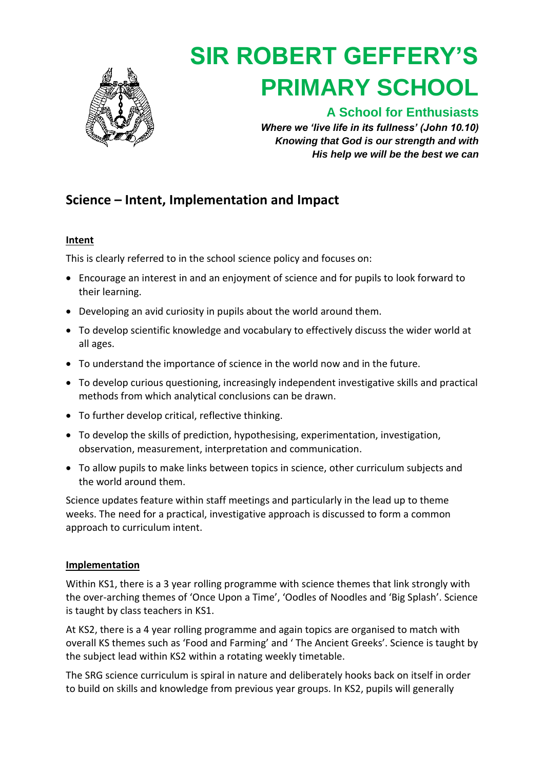# SIR ROBERT GEFFERY'S PRIMARY SCHOOL

**A School for Enthusiasts**

***Where we 'live life in its fullness' (John 10.10)***
***Knowing that God is our strength and with***
***His help we will be the best we can***

## Science – Intent, Implementation and Impact

### Intent

This is clearly referred to in the school science policy and focuses on:

- Encourage an interest in and an enjoyment of science and for pupils to look forward to their learning.
- Developing an avid curiosity in pupils about the world around them.
- To develop scientific knowledge and vocabulary to effectively discuss the wider world at all ages.
- To understand the importance of science in the world now and in the future.
- To develop curious questioning, increasingly independent investigative skills and practical methods from which analytical conclusions can be drawn.
- To further develop critical, reflective thinking.
- To develop the skills of prediction, hypothesising, experimentation, investigation, observation, measurement, interpretation and communication.
- To allow pupils to make links between topics in science, other curriculum subjects and the world around them.

Science updates feature within staff meetings and particularly in the lead up to theme weeks. The need for a practical, investigative approach is discussed to form a common approach to curriculum intent.

### Implementation

Within KS1, there is a 3 year rolling programme with science themes that link strongly with the over-arching themes of 'Once Upon a Time', 'Oodles of Noodles and 'Big Splash'. Science is taught by class teachers in KS1.

At KS2, there is a 4 year rolling programme and again topics are organised to match with overall KS themes such as 'Food and Farming' and ' The Ancient Greeks'. Science is taught by the subject lead within KS2 within a rotating weekly timetable.

The SRG science curriculum is spiral in nature and deliberately hooks back on itself in order to build on skills and knowledge from previous year groups. In KS2, pupils will generally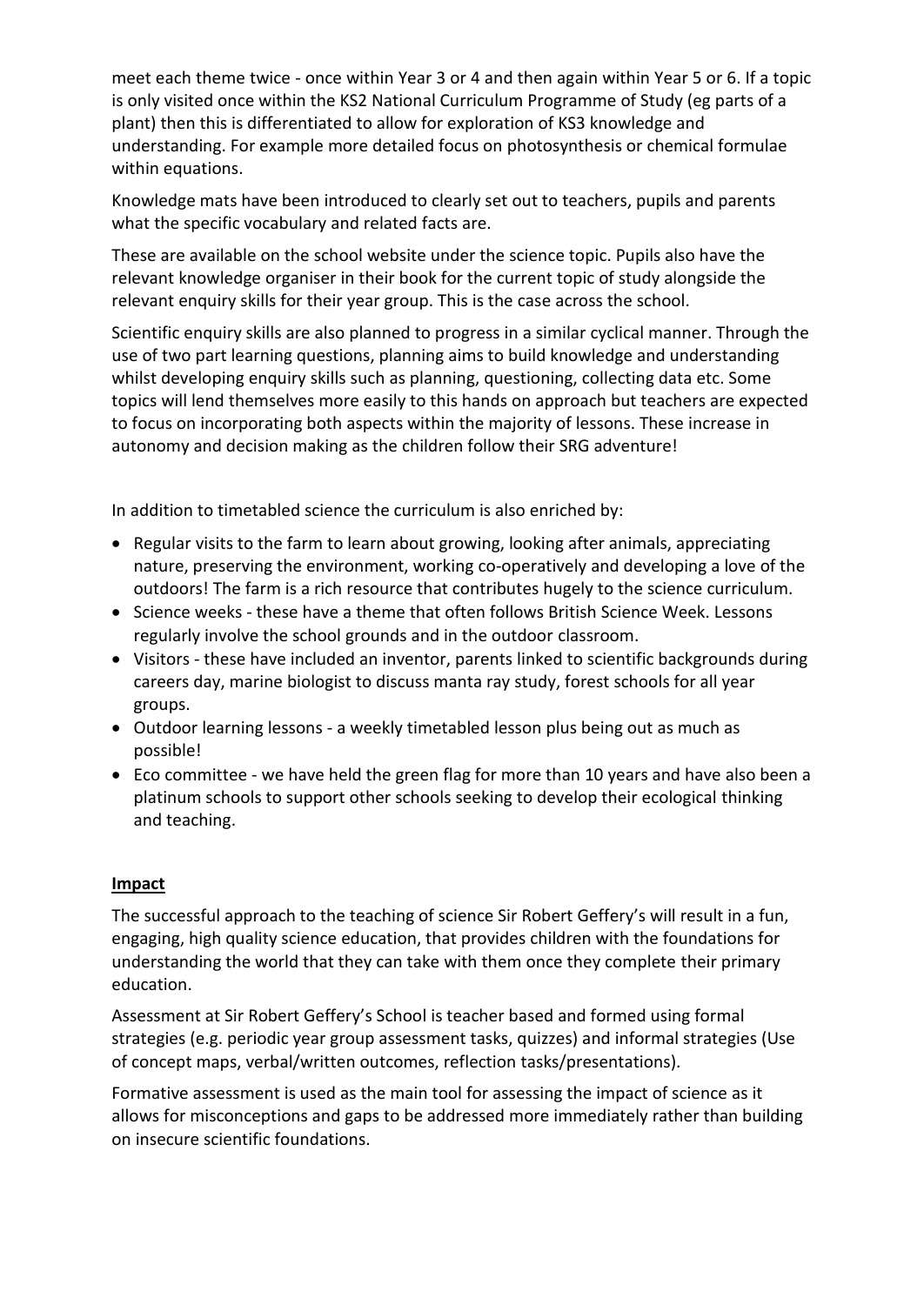meet each theme twice - once within Year 3 or 4 and then again within Year 5 or 6. If a topic is only visited once within the KS2 National Curriculum Programme of Study (eg parts of a plant) then this is differentiated to allow for exploration of KS3 knowledge and understanding. For example more detailed focus on photosynthesis or chemical formulae within equations.

Knowledge mats have been introduced to clearly set out to teachers, pupils and parents what the specific vocabulary and related facts are.

These are available on the school website under the science topic. Pupils also have the relevant knowledge organiser in their book for the current topic of study alongside the relevant enquiry skills for their year group. This is the case across the school.

Scientific enquiry skills are also planned to progress in a similar cyclical manner. Through the use of two part learning questions, planning aims to build knowledge and understanding whilst developing enquiry skills such as planning, questioning, collecting data etc. Some topics will lend themselves more easily to this hands on approach but teachers are expected to focus on incorporating both aspects within the majority of lessons. These increase in autonomy and decision making as the children follow their SRG adventure!

In addition to timetabled science the curriculum is also enriched by:

- Regular visits to the farm to learn about growing, looking after animals, appreciating nature, preserving the environment, working co-operatively and developing a love of the outdoors! The farm is a rich resource that contributes hugely to the science curriculum.
- Science weeks - these have a theme that often follows British Science Week. Lessons regularly involve the school grounds and in the outdoor classroom.
- Visitors - these have included an inventor, parents linked to scientific backgrounds during careers day, marine biologist to discuss manta ray study, forest schools for all year groups.
- Outdoor learning lessons - a weekly timetabled lesson plus being out as much as possible!
- Eco committee - we have held the green flag for more than 10 years and have also been a platinum schools to support other schools seeking to develop their ecological thinking and teaching.

## **Impact**

The successful approach to the teaching of science Sir Robert Geffery's will result in a fun, engaging, high quality science education, that provides children with the foundations for understanding the world that they can take with them once they complete their primary education.

Assessment at Sir Robert Geffery's School is teacher based and formed using formal strategies (e.g. periodic year group assessment tasks, quizzes) and informal strategies (Use of concept maps, verbal/written outcomes, reflection tasks/presentations).

Formative assessment is used as the main tool for assessing the impact of science as it allows for misconceptions and gaps to be addressed more immediately rather than building on insecure scientific foundations.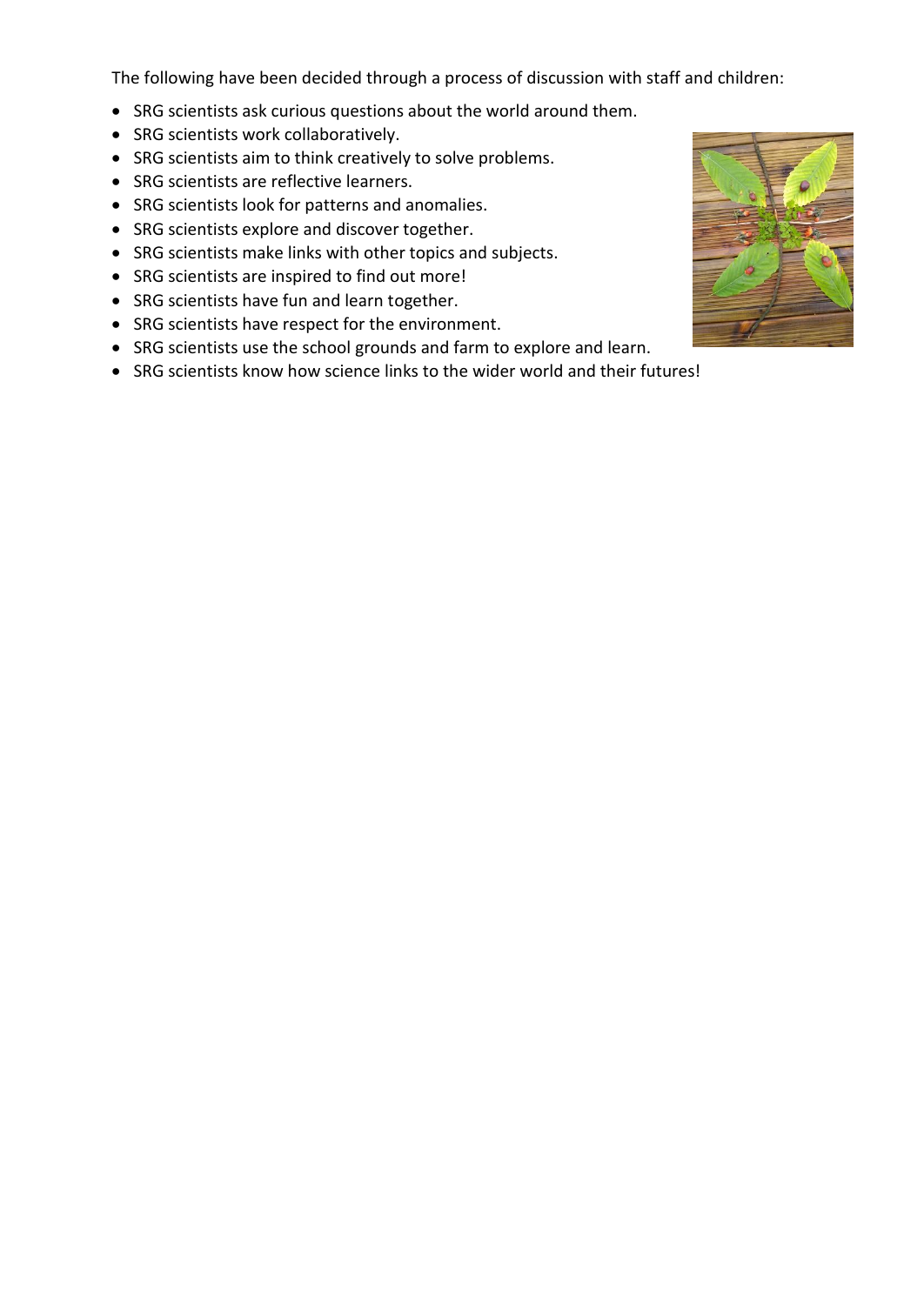The following have been decided through a process of discussion with staff and children:

- SRG scientists ask curious questions about the world around them.
- SRG scientists work collaboratively.
- SRG scientists aim to think creatively to solve problems.
- SRG scientists are reflective learners.
- SRG scientists look for patterns and anomalies.
- SRG scientists explore and discover together.
- SRG scientists make links with other topics and subjects.
- SRG scientists are inspired to find out more!
- SRG scientists have fun and learn together.
- SRG scientists have respect for the environment.
- SRG scientists use the school grounds and farm to explore and learn.
- SRG scientists know how science links to the wider world and their futures!